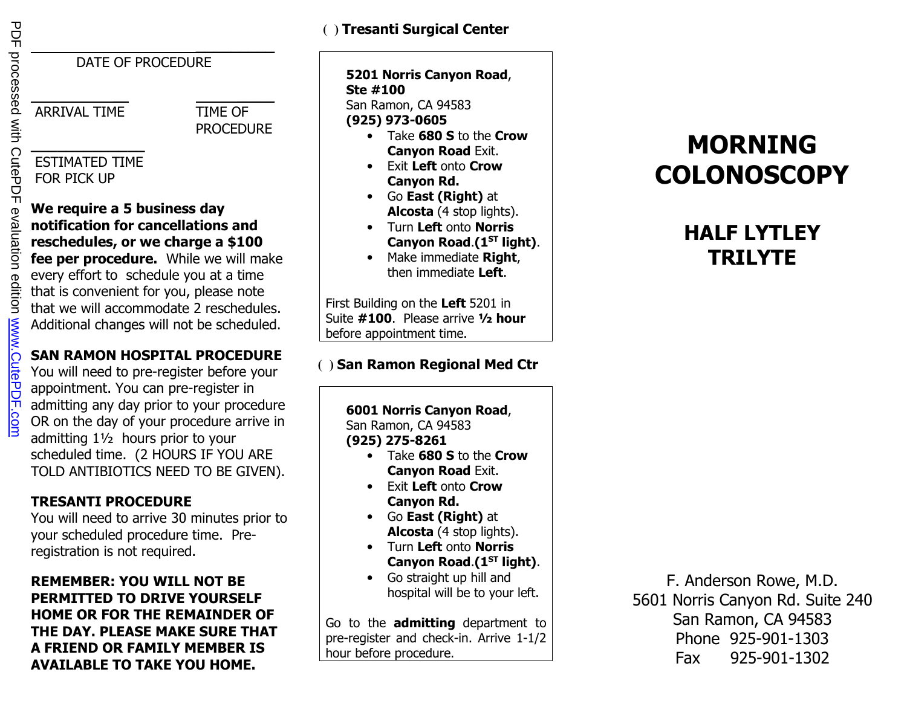DATE OF PROCEDURE

ARRIVAL TIME

TIME OF PROCEDURE

ESTIMATED TIME FOR PICK UP

**We require a 5 business day notification for cancellations and reschedules, or we charge a $100 fee per procedure.** While we will make every effort to schedule you at a time that is convenient for you, please note that we will accommodate 2 reschedules. Additional changes will not be scheduled.

**SAN RAMON HOSPITAL PROCEDURE**

You will need to pre-register before your appointment. You can pre-register in admitting any day prior to your procedure OR on the day of your procedure arrive in admitting 1½ hours prior to your scheduled time. (2 HOURS IF YOU ARE TOLD ANTIBIOTICS NEED TO BE GIVEN).

**TRESANTI PROCEDURE**

You will need to arrive 30 minutes prior to your scheduled procedure time. Pre-registration is not required.

**REMEMBER: YOU WILL NOT BE PERMITTED TO DRIVE YOURSELF HOME OR FOR THE REMAINDER OF THE DAY. PLEASE MAKE SURE THAT A FRIEND OR FAMILY MEMBER IS AVAILABLE TO TAKE YOU HOME.**

**( ) Tresanti Surgical Center**

**5201 Norris Canyon Road**, **Ste #100**
San Ramon, CA 94583
**(925) 973-0605**

- Take **680 S** to the **Crow Canyon Road** Exit.
- Exit **Left** onto **Crow Canyon Rd.**
- Go **East (Right)** at **Alcosta** (4 stop lights).
- Turn **Left** onto **Norris Canyon Road**.**(1ST light)**.
- Make immediate **Right**, then immediate **Left**.

First Building on the **Left** 5201 in Suite **#100**. Please arrive **½ hour** before appointment time.

**( ) San Ramon Regional Med Ctr**

**6001 Norris Canyon Road**,
San Ramon, CA 94583
**(925) 275-8261**

- Take **680 S** to the **Crow Canyon Road** Exit.
- Exit **Left** onto **Crow Canyon Rd.**
- Go **East (Right)** at **Alcosta** (4 stop lights).
- Turn **Left** onto **Norris Canyon Road**.**(1ST light)**.
- Go straight up hill and hospital will be to your left.

Go to the **admitting** department to pre-register and check-in. Arrive 1-1/2 hour before procedure.

# MORNING COLONOSCOPY

## HALF LYTLEY TRILYTE

F. Anderson Rowe, M.D.
5601 Norris Canyon Rd. Suite 240
San Ramon, CA 94583
Phone 925-901-1303
Fax 925-901-1302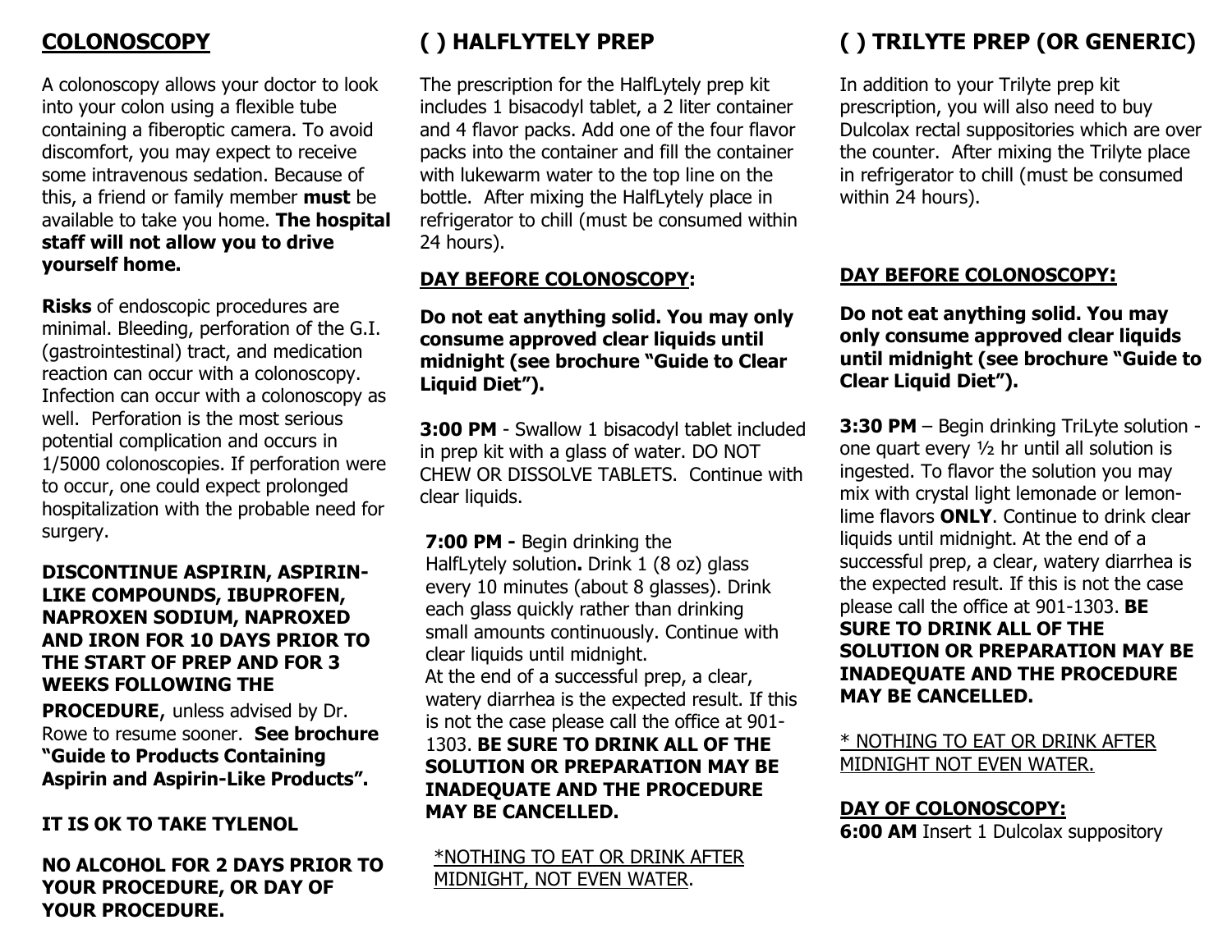## COLONOSCOPY

A colonoscopy allows your doctor to look into your colon using a flexible tube containing a fiberoptic camera. To avoid discomfort, you may expect to receive some intravenous sedation. Because of this, a friend or family member **must** be available to take you home. **The hospital staff will not allow you to drive yourself home.**

**Risks** of endoscopic procedures are minimal. Bleeding, perforation of the G.I. (gastrointestinal) tract, and medication reaction can occur with a colonoscopy. Infection can occur with a colonoscopy as well. Perforation is the most serious potential complication and occurs in 1/5000 colonoscopies. If perforation were to occur, one could expect prolonged hospitalization with the probable need for surgery.

**DISCONTINUE ASPIRIN, ASPIRIN-LIKE COMPOUNDS, IBUPROFEN, NAPROXEN SODIUM, NAPROXED AND IRON FOR 10 DAYS PRIOR TO THE START OF PREP AND FOR 3 WEEKS FOLLOWING THE PROCEDURE**, unless advised by Dr. Rowe to resume sooner. **See brochure "Guide to Products Containing Aspirin and Aspirin-Like Products".**

**IT IS OK TO TAKE TYLENOL**

**NO ALCOHOL FOR 2 DAYS PRIOR TO YOUR PROCEDURE, OR DAY OF YOUR PROCEDURE.**

## ( ) HALFLYTELY PREP

The prescription for the HalfLytely prep kit includes 1 bisacodyl tablet, a 2 liter container and 4 flavor packs. Add one of the four flavor packs into the container and fill the container with lukewarm water to the top line on the bottle. After mixing the HalfLytely place in refrigerator to chill (must be consumed within 24 hours).

**DAY BEFORE COLONOSCOPY:**

**Do not eat anything solid. You may only consume approved clear liquids until midnight (see brochure "Guide to Clear Liquid Diet").**

**3:00 PM** - Swallow 1 bisacodyl tablet included in prep kit with a glass of water. DO NOT CHEW OR DISSOLVE TABLETS. Continue with clear liquids.

**7:00 PM -** Begin drinking the HalfLytely solution**.** Drink 1 (8 oz) glass every 10 minutes (about 8 glasses). Drink each glass quickly rather than drinking small amounts continuously. Continue with clear liquids until midnight.
At the end of a successful prep, a clear, watery diarrhea is the expected result. If this is not the case please call the office at 901-1303. **BE SURE TO DRINK ALL OF THE SOLUTION OR PREPARATION MAY BE INADEQUATE AND THE PROCEDURE MAY BE CANCELLED.**

*NOTHING TO EAT OR DRINK AFTER MIDNIGHT, NOT EVEN WATER.

## ( ) TRILYTE PREP (OR GENERIC)

In addition to your Trilyte prep kit prescription, you will also need to buy Dulcolax rectal suppositories which are over the counter. After mixing the Trilyte place in refrigerator to chill (must be consumed within 24 hours).

**DAY BEFORE COLONOSCOPY:**

**Do not eat anything solid. You may only consume approved clear liquids until midnight (see brochure "Guide to Clear Liquid Diet").**

**3:30 PM** – Begin drinking TriLyte solution - one quart every ½ hr until all solution is ingested. To flavor the solution you may mix with crystal light lemonade or lemon-lime flavors **ONLY**. Continue to drink clear liquids until midnight. At the end of a successful prep, a clear, watery diarrhea is the expected result. If this is not the case please call the office at 901-1303. **BE SURE TO DRINK ALL OF THE SOLUTION OR PREPARATION MAY BE INADEQUATE AND THE PROCEDURE MAY BE CANCELLED.**

* NOTHING TO EAT OR DRINK AFTER MIDNIGHT NOT EVEN WATER.

**DAY OF COLONOSCOPY:**

**6:00 AM** Insert 1 Dulcolax suppository